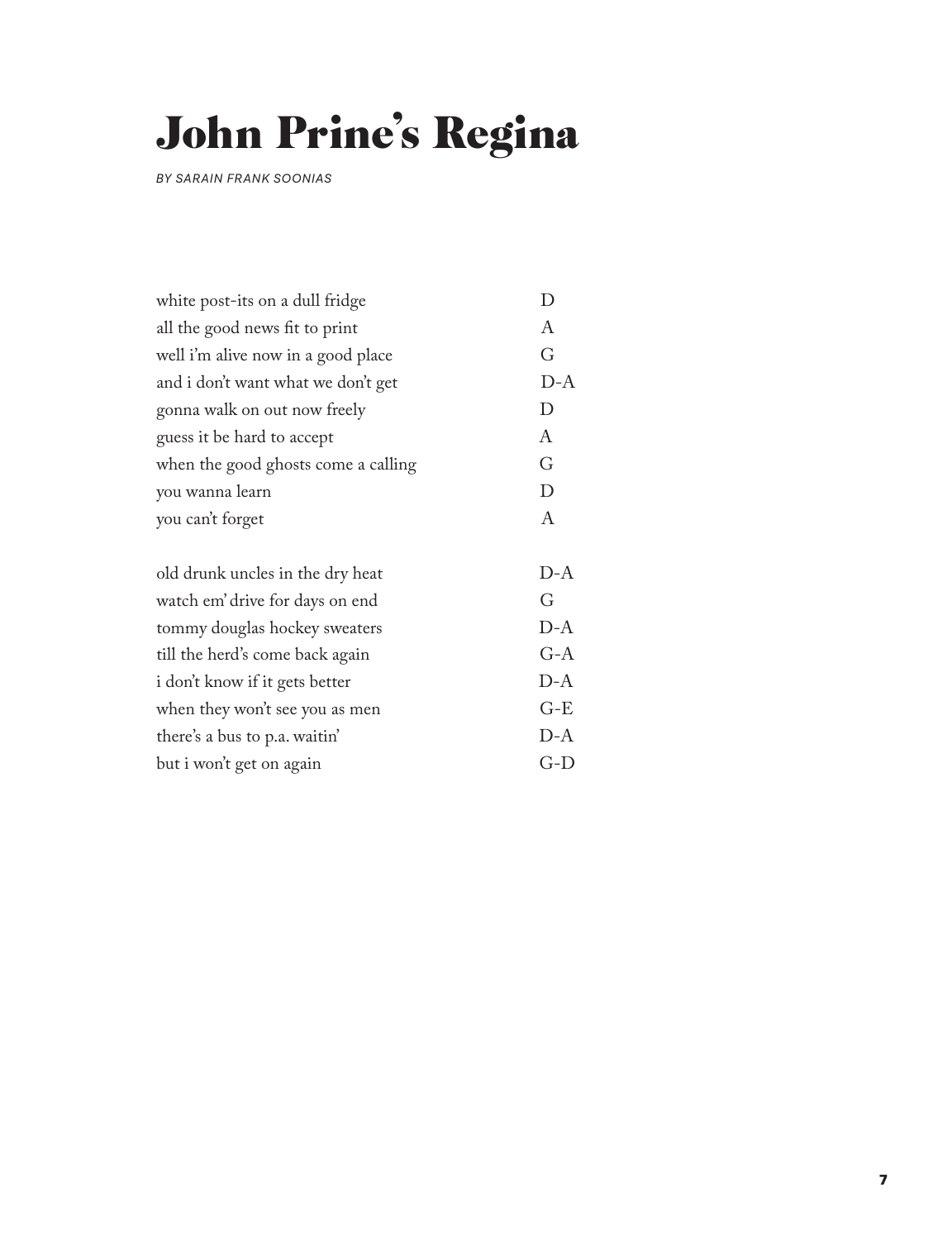# John Prine's Regina

*BY SARAIN FRANK SOONIAS*

| | |
|---|---|
| white post-its on a dull fridge | D |
| all the good news fit to print | A |
| well i'm alive now in a good place | G |
| and i don't want what we don't get | D-A |
| gonna walk on out now freely | D |
| guess it be hard to accept | A |
| when the good ghosts come a calling | G |
| you wanna learn | D |
| you can't forget | A |
| | |
| old drunk uncles in the dry heat | D-A |
| watch em' drive for days on end | G |
| tommy douglas hockey sweaters | D-A |
| till the herd's come back again | G-A |
| i don't know if it gets better | D-A |
| when they won't see you as men | G-E |
| there's a bus to p.a. waitin' | D-A |
| but i won't get on again | G-D |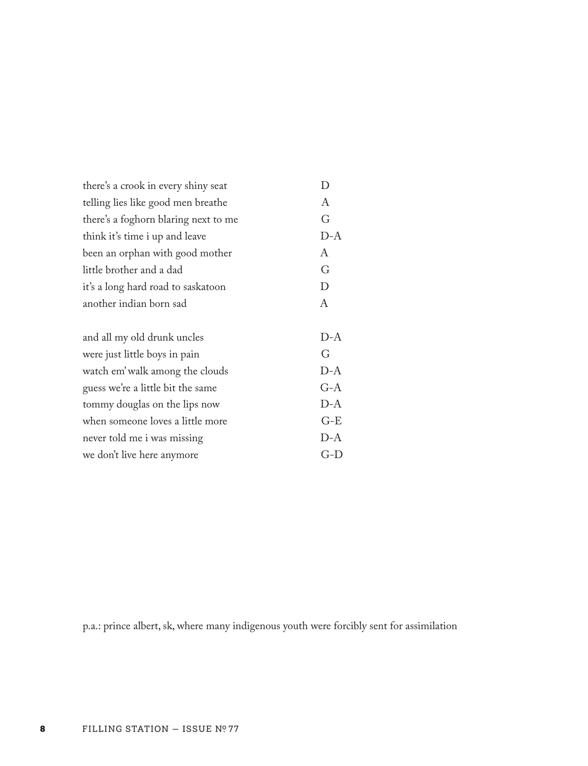| | |
|---|---|
| there's a crook in every shiny seat | D |
| telling lies like good men breathe | A |
| there's a foghorn blaring next to me | G |
| think it's time i up and leave | D-A |
| been an orphan with good mother | A |
| little brother and a dad | G |
| it's a long hard road to saskatoon | D |
| another indian born sad | A |
| | |
| and all my old drunk uncles | D-A |
| were just little boys in pain | G |
| watch em' walk among the clouds | D-A |
| guess we're a little bit the same | G-A |
| tommy douglas on the lips now | D-A |
| when someone loves a little more | G-E |
| never told me i was missing | D-A |
| we don't live here anymore | G-D |

p.a.: prince albert, sk, where many indigenous youth were forcibly sent for assimilation